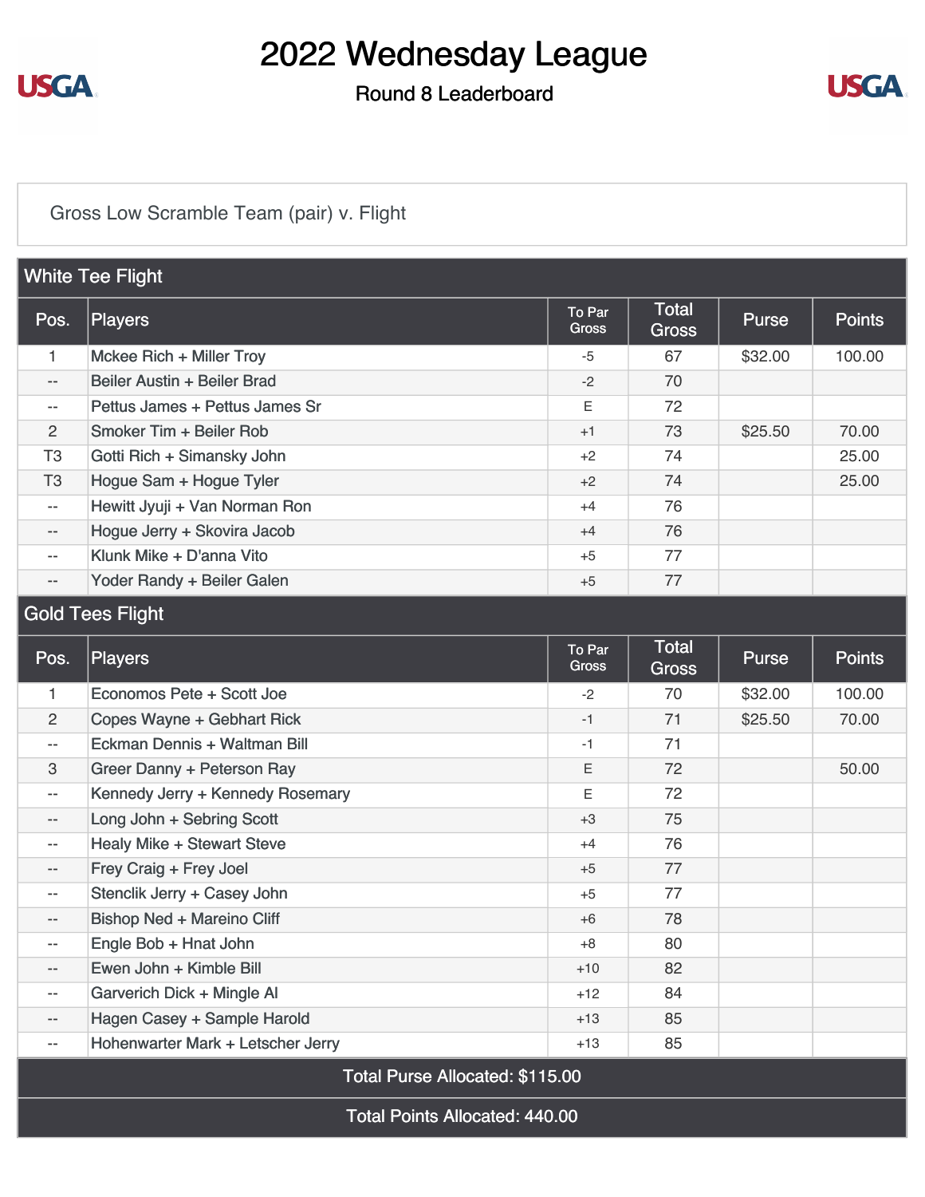# 2022 Wednesday League

## Round 8 Leaderboard

Gross Low Scramble Team (pair) v. Flight

### White Tee Flight

| Pos. | Players | To Par Gross | Total Gross | Purse | Points |
|---|---|---|---|---|---|
| 1 | Mckee Rich + Miller Troy | -5 | 67 | $32.00 | 100.00 |
| -- | Beiler Austin + Beiler Brad | -2 | 70 | | |
| -- | Pettus James + Pettus James Sr | E | 72 | | |
| 2 | Smoker Tim + Beiler Rob | +1 | 73 | $25.50 | 70.00 |
| T3 | Gotti Rich + Simansky John | +2 | 74 | | 25.00 |
| T3 | Hogue Sam + Hogue Tyler | +2 | 74 | | 25.00 |
| -- | Hewitt Jyuji + Van Norman Ron | +4 | 76 | | |
| -- | Hogue Jerry + Skovira Jacob | +4 | 76 | | |
| -- | Klunk Mike + D'anna Vito | +5 | 77 | | |
| -- | Yoder Randy + Beiler Galen | +5 | 77 | | |

### Gold Tees Flight

| Pos. | Players | To Par Gross | Total Gross | Purse | Points |
|---|---|---|---|---|---|
| 1 | Economos Pete + Scott Joe | -2 | 70 | $32.00 | 100.00 |
| 2 | Copes Wayne + Gebhart Rick | -1 | 71 | $25.50 | 70.00 |
| -- | Eckman Dennis + Waltman Bill | -1 | 71 | | |
| 3 | Greer Danny + Peterson Ray | E | 72 | | 50.00 |
| -- | Kennedy Jerry + Kennedy Rosemary | E | 72 | | |
| -- | Long John + Sebring Scott | +3 | 75 | | |
| -- | Healy Mike + Stewart Steve | +4 | 76 | | |
| -- | Frey Craig + Frey Joel | +5 | 77 | | |
| -- | Stenclik Jerry + Casey John | +5 | 77 | | |
| -- | Bishop Ned + Mareino Cliff | +6 | 78 | | |
| -- | Engle Bob + Hnat John | +8 | 80 | | |
| -- | Ewen John + Kimble Bill | +10 | 82 | | |
| -- | Garverich Dick + Mingle Al | +12 | 84 | | |
| -- | Hagen Casey + Sample Harold | +13 | 85 | | |
| -- | Hohenwarter Mark + Letscher Jerry | +13 | 85 | | |

Total Purse Allocated: $115.00

Total Points Allocated: 440.00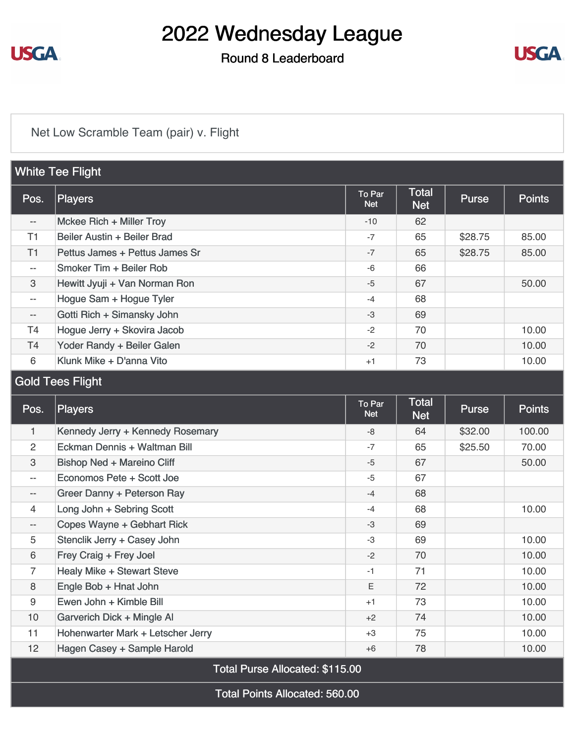# 2022 Wednesday League

## Round 8 Leaderboard

Net Low Scramble Team (pair) v. Flight

### White Tee Flight

| Pos. | Players | To Par Net | Total Net | Purse | Points |
|---|---|---|---|---|---|
| -- | Mckee Rich + Miller Troy | -10 | 62 | | |
| T1 | Beiler Austin + Beiler Brad | -7 | 65 | $28.75 | 85.00 |
| T1 | Pettus James + Pettus James Sr | -7 | 65 | $28.75 | 85.00 |
| -- | Smoker Tim + Beiler Rob | -6 | 66 | | |
| 3 | Hewitt Jyuji + Van Norman Ron | -5 | 67 | | 50.00 |
| -- | Hogue Sam + Hogue Tyler | -4 | 68 | | |
| -- | Gotti Rich + Simansky John | -3 | 69 | | |
| T4 | Hogue Jerry + Skovira Jacob | -2 | 70 | | 10.00 |
| T4 | Yoder Randy + Beiler Galen | -2 | 70 | | 10.00 |
| 6 | Klunk Mike + D'anna Vito | +1 | 73 | | 10.00 |

### Gold Tees Flight

| Pos. | Players | To Par Net | Total Net | Purse | Points |
|---|---|---|---|---|---|
| 1 | Kennedy Jerry + Kennedy Rosemary | -8 | 64 | $32.00 | 100.00 |
| 2 | Eckman Dennis + Waltman Bill | -7 | 65 | $25.50 | 70.00 |
| 3 | Bishop Ned + Mareino Cliff | -5 | 67 | | 50.00 |
| -- | Economos Pete + Scott Joe | -5 | 67 | | |
| -- | Greer Danny + Peterson Ray | -4 | 68 | | |
| 4 | Long John + Sebring Scott | -4 | 68 | | 10.00 |
| -- | Copes Wayne + Gebhart Rick | -3 | 69 | | |
| 5 | Stenclik Jerry + Casey John | -3 | 69 | | 10.00 |
| 6 | Frey Craig + Frey Joel | -2 | 70 | | 10.00 |
| 7 | Healy Mike + Stewart Steve | -1 | 71 | | 10.00 |
| 8 | Engle Bob + Hnat John | E | 72 | | 10.00 |
| 9 | Ewen John + Kimble Bill | +1 | 73 | | 10.00 |
| 10 | Garverich Dick + Mingle Al | +2 | 74 | | 10.00 |
| 11 | Hohenwarter Mark + Letscher Jerry | +3 | 75 | | 10.00 |
| 12 | Hagen Casey + Sample Harold | +6 | 78 | | 10.00 |

Total Purse Allocated: $115.00

Total Points Allocated: 560.00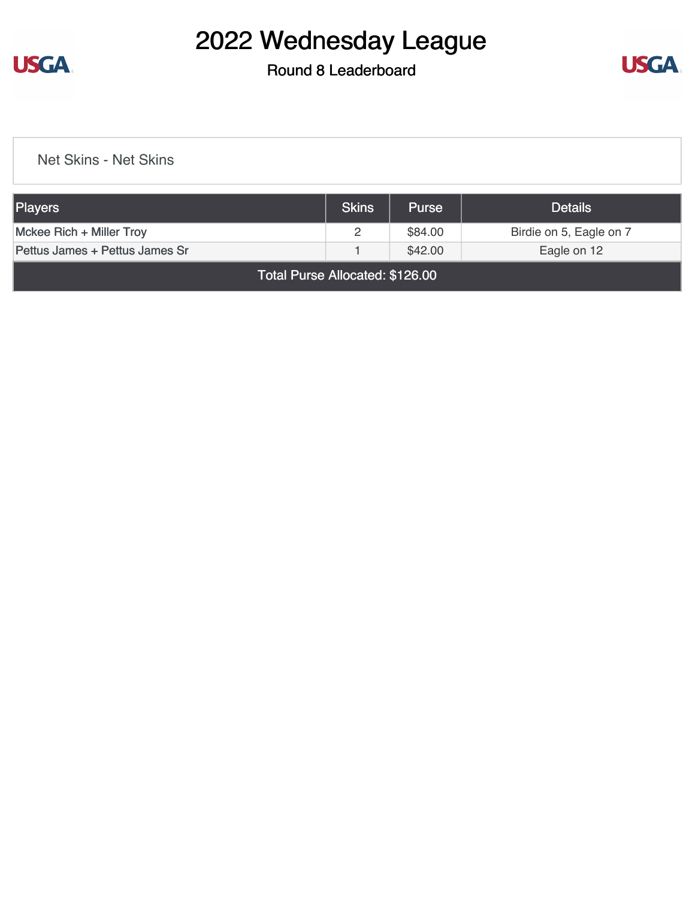# 2022 Wednesday League

## Round 8 Leaderboard

### Net Skins - Net Skins

| Players | Skins | Purse | Details |
|---|---|---|---|
| Mckee Rich + Miller Troy | 2 | $84.00 | Birdie on 5, Eagle on 7 |
| Pettus James + Pettus James Sr | 1 | $42.00 | Eagle on 12 |
| Total Purse Allocated: $126.00 | | | |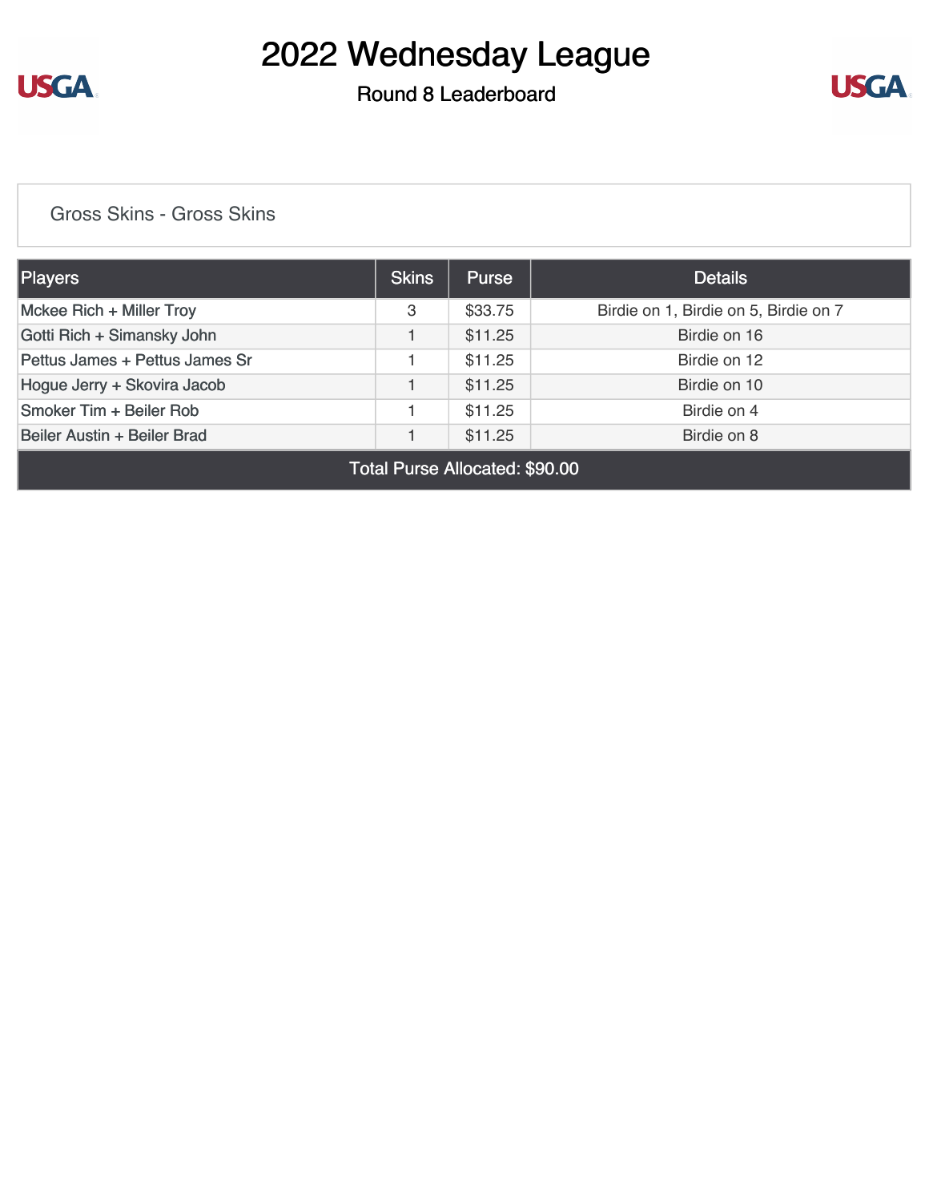# 2022 Wednesday League

## Round 8 Leaderboard

Gross Skins - Gross Skins

| Players | Skins | Purse | Details |
|---|---|---|---|
| Mckee Rich + Miller Troy | 3 | $33.75 | Birdie on 1, Birdie on 5, Birdie on 7 |
| Gotti Rich + Simansky John | 1 | $11.25 | Birdie on 16 |
| Pettus James + Pettus James Sr | 1 | $11.25 | Birdie on 12 |
| Hogue Jerry + Skovira Jacob | 1 | $11.25 | Birdie on 10 |
| Smoker Tim + Beiler Rob | 1 | $11.25 | Birdie on 4 |
| Beiler Austin + Beiler Brad | 1 | $11.25 | Birdie on 8 |
| Total Purse Allocated: $90.00 | | | |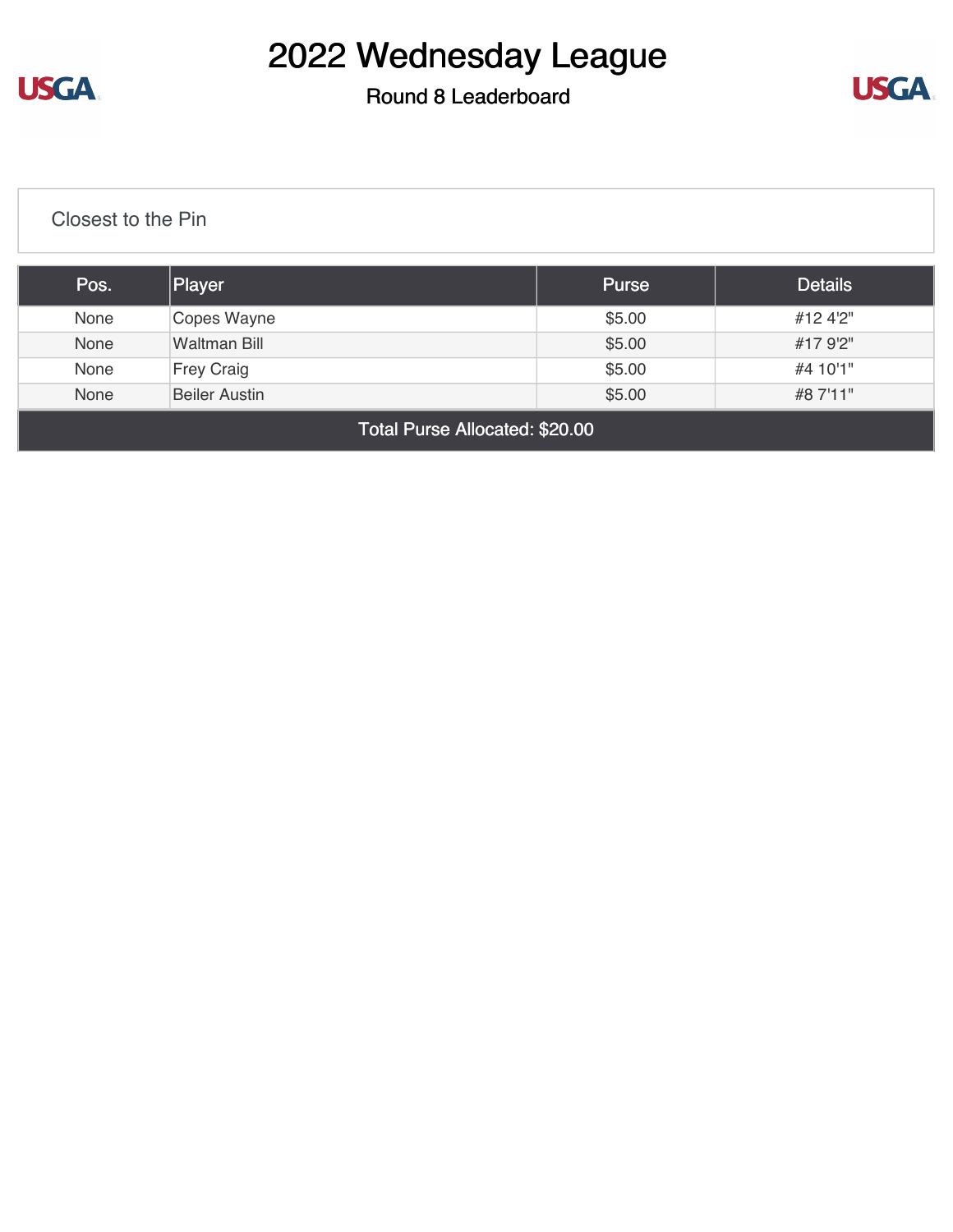# 2022 Wednesday League

## Round 8 Leaderboard

### Closest to the Pin

| Pos. | Player | Purse | Details |
| --- | --- | --- | --- |
| None | Copes Wayne | $5.00 | #12 4'2" |
| None | Waltman Bill | $5.00 | #17 9'2" |
| None | Frey Craig | $5.00 | #4 10'1" |
| None | Beiler Austin | $5.00 | #8 7'11" |
| Total Purse Allocated: $20.00 | | | |